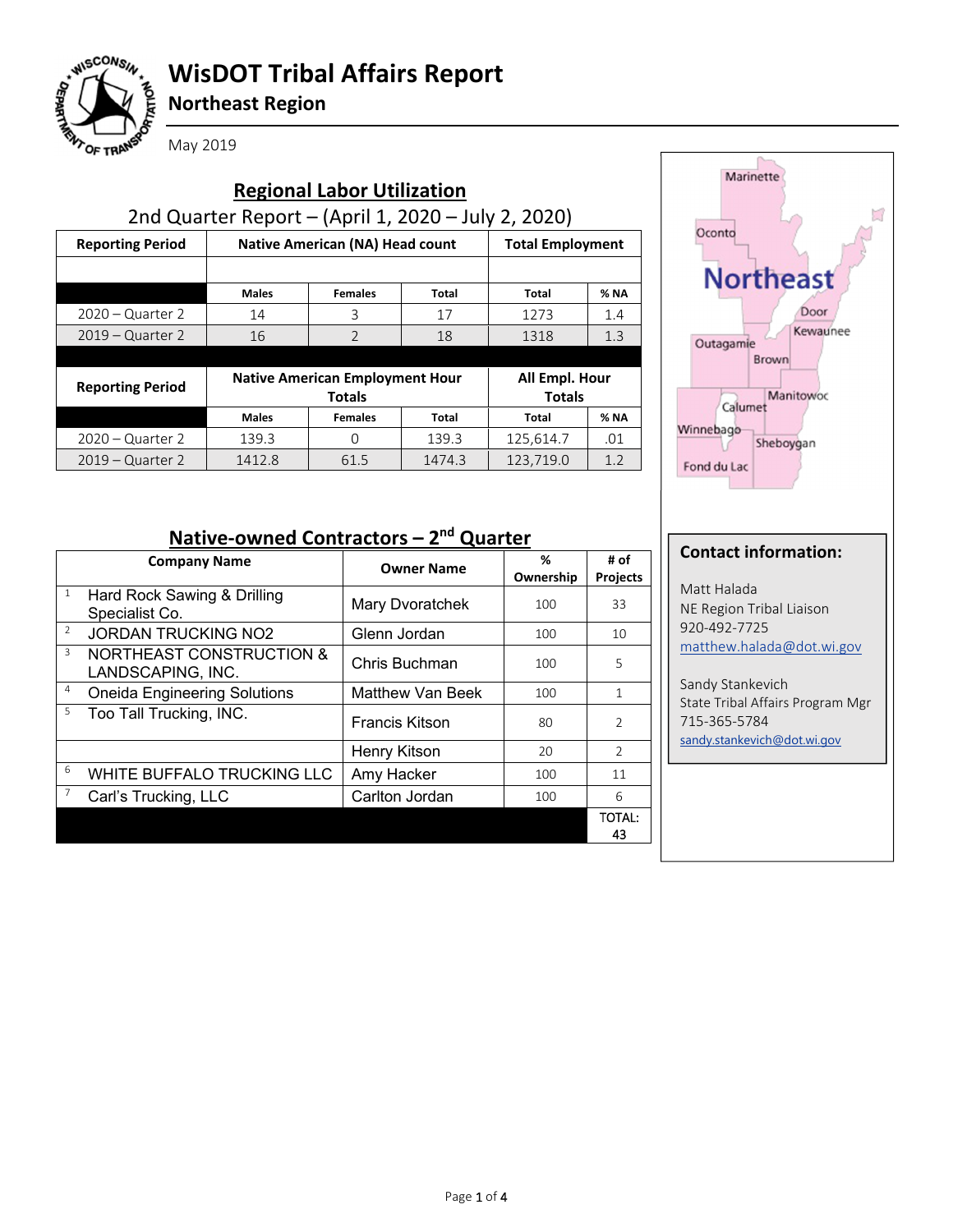# WisDOT Tribal Affairs Report

## Northeast Region

May 2019

### Regional Labor Utilization

2nd Quarter Report – (April 1, 2020 – July 2, 2020)

| Reporting Period | Native American (NA) Head count | | | Total Employment | |
|---|---|---|---|---|---|
| | Males | Females | Total | Total | % NA |
| 2020 – Quarter 2 | 14 | 3 | 17 | 1273 | 1.4 |
| 2019 – Quarter 2 | 16 | 2 | 18 | 1318 | 1.3 |

| Reporting Period | Native American Employment Hour Totals | | | All Empl. Hour Totals | |
|---|---|---|---|---|---|
| | Males | Females | Total | Total | % NA |
| 2020 – Quarter 2 | 139.3 | 0 | 139.3 | 125,614.7 | .01 |
| 2019 – Quarter 2 | 1412.8 | 61.5 | 1474.3 | 123,719.0 | 1.2 |

### Native-owned Contractors – 2nd Quarter

| | Company Name | Owner Name | % Ownership | # of Projects |
|---|---|---|---|---|
| 1 | Hard Rock Sawing & Drilling Specialist Co. | Mary Dvoratchek | 100 | 33 |
| 2 | JORDAN TRUCKING NO2 | Glenn Jordan | 100 | 10 |
| 3 | NORTHEAST CONSTRUCTION & LANDSCAPING, INC. | Chris Buchman | 100 | 5 |
| 4 | Oneida Engineering Solutions | Matthew Van Beek | 100 | 1 |
| 5 | Too Tall Trucking, INC. | Francis Kitson | 80 | 2 |
| | | Henry Kitson | 20 | 2 |
| 6 | WHITE BUFFALO TRUCKING LLC | Amy Hacker | 100 | 11 |
| 7 | Carl's Trucking, LLC | Carlton Jordan | 100 | 6 |
| | | | | TOTAL: 43 |

Marinette, Oconto, Northeast, Door, Kewaunee, Outagamie, Brown, Manitowoc, Calumet, Winnebago, Sheboygan, Fond du Lac

### Contact information:

Matt Halada
NE Region Tribal Liaison
920-492-7725
matthew.halada@dot.wi.gov

Sandy Stankevich
State Tribal Affairs Program Mgr
715-365-5784
sandy.stankevich@dot.wi.gov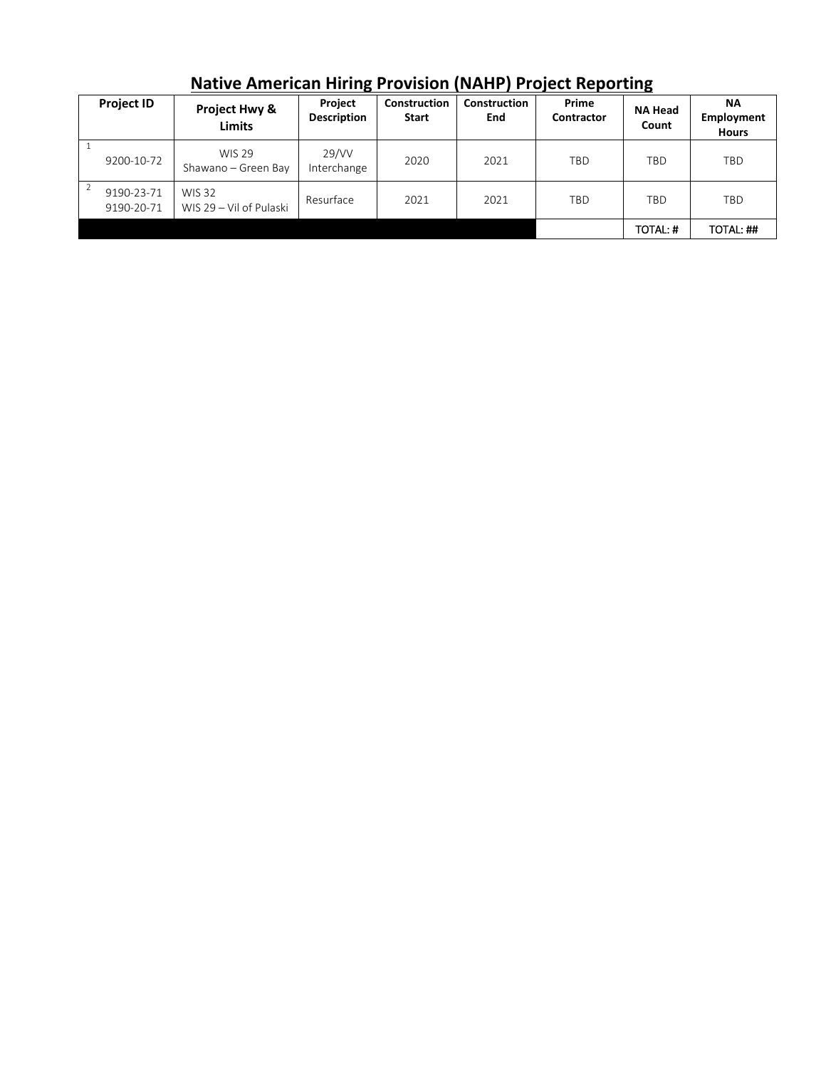# Native American Hiring Provision (NAHP) Project Reporting

| Project ID | Project Hwy & Limits | Project Description | Construction Start | Construction End | Prime Contractor | NA Head Count | NA Employment Hours |
|---|---|---|---|---|---|---|---|
| 1 9200-10-72 | WIS 29 Shawano – Green Bay | 29/VV Interchange | 2020 | 2021 | TBD | TBD | TBD |
| 2 9190-23-71 9190-20-71 | WIS 32 WIS 29 – Vil of Pulaski | Resurface | 2021 | 2021 | TBD | TBD | TBD |
| | | | | | | TOTAL: # | TOTAL: ## |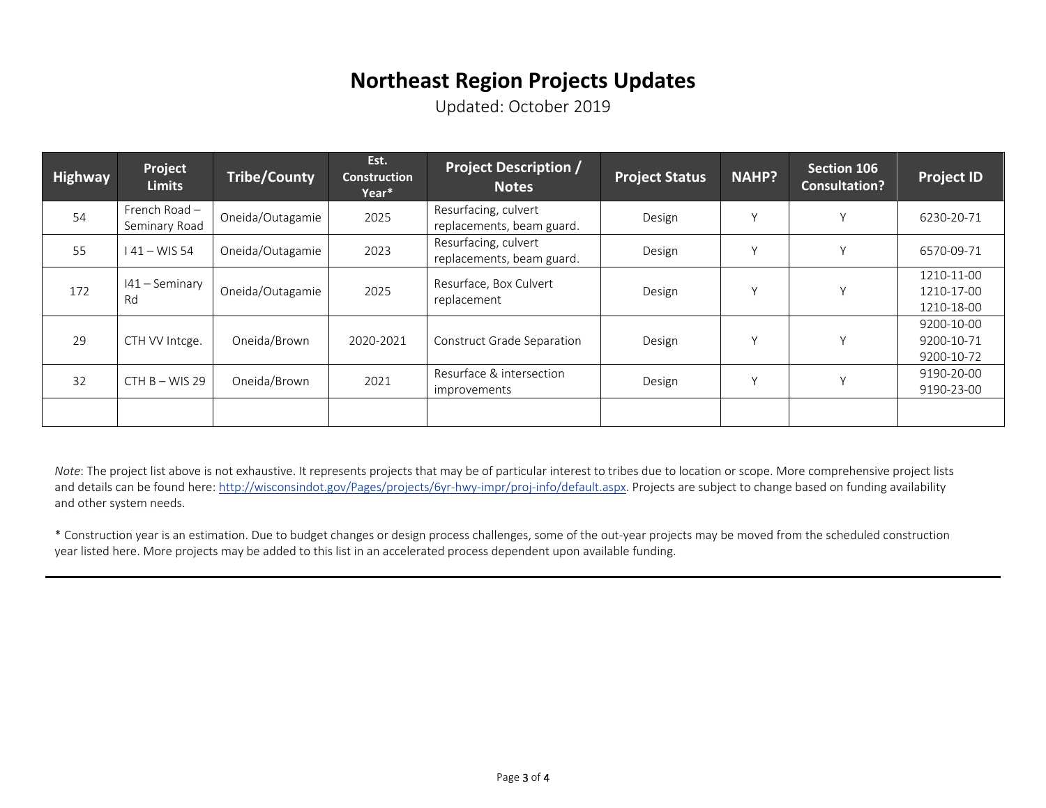# Northeast Region Projects Updates

Updated: October 2019

| Highway | Project Limits | Tribe/County | Est. Construction Year* | Project Description / Notes | Project Status | NAHP? | Section 106 Consultation? | Project ID |
|---|---|---|---|---|---|---|---|---|
| 54 | French Road – Seminary Road | Oneida/Outagamie | 2025 | Resurfacing, culvert replacements, beam guard. | Design | Y | Y | 6230-20-71 |
| 55 | I 41 – WIS 54 | Oneida/Outagamie | 2023 | Resurfacing, culvert replacements, beam guard. | Design | Y | Y | 6570-09-71 |
| 172 | I41 – Seminary Rd | Oneida/Outagamie | 2025 | Resurface, Box Culvert replacement | Design | Y | Y | 1210-11-00<br>1210-17-00<br>1210-18-00 |
| 29 | CTH VV Intcge. | Oneida/Brown | 2020-2021 | Construct Grade Separation | Design | Y | Y | 9200-10-00<br>9200-10-71<br>9200-10-72 |
| 32 | CTH B – WIS 29 | Oneida/Brown | 2021 | Resurface & intersection improvements | Design | Y | Y | 9190-20-00<br>9190-23-00 |
| | | | | | | | | |

*Note*: The project list above is not exhaustive. It represents projects that may be of particular interest to tribes due to location or scope. More comprehensive project lists and details can be found here: http://wisconsindot.gov/Pages/projects/6yr-hwy-impr/proj-info/default.aspx. Projects are subject to change based on funding availability and other system needs.

* Construction year is an estimation. Due to budget changes or design process challenges, some of the out-year projects may be moved from the scheduled construction year listed here. More projects may be added to this list in an accelerated process dependent upon available funding.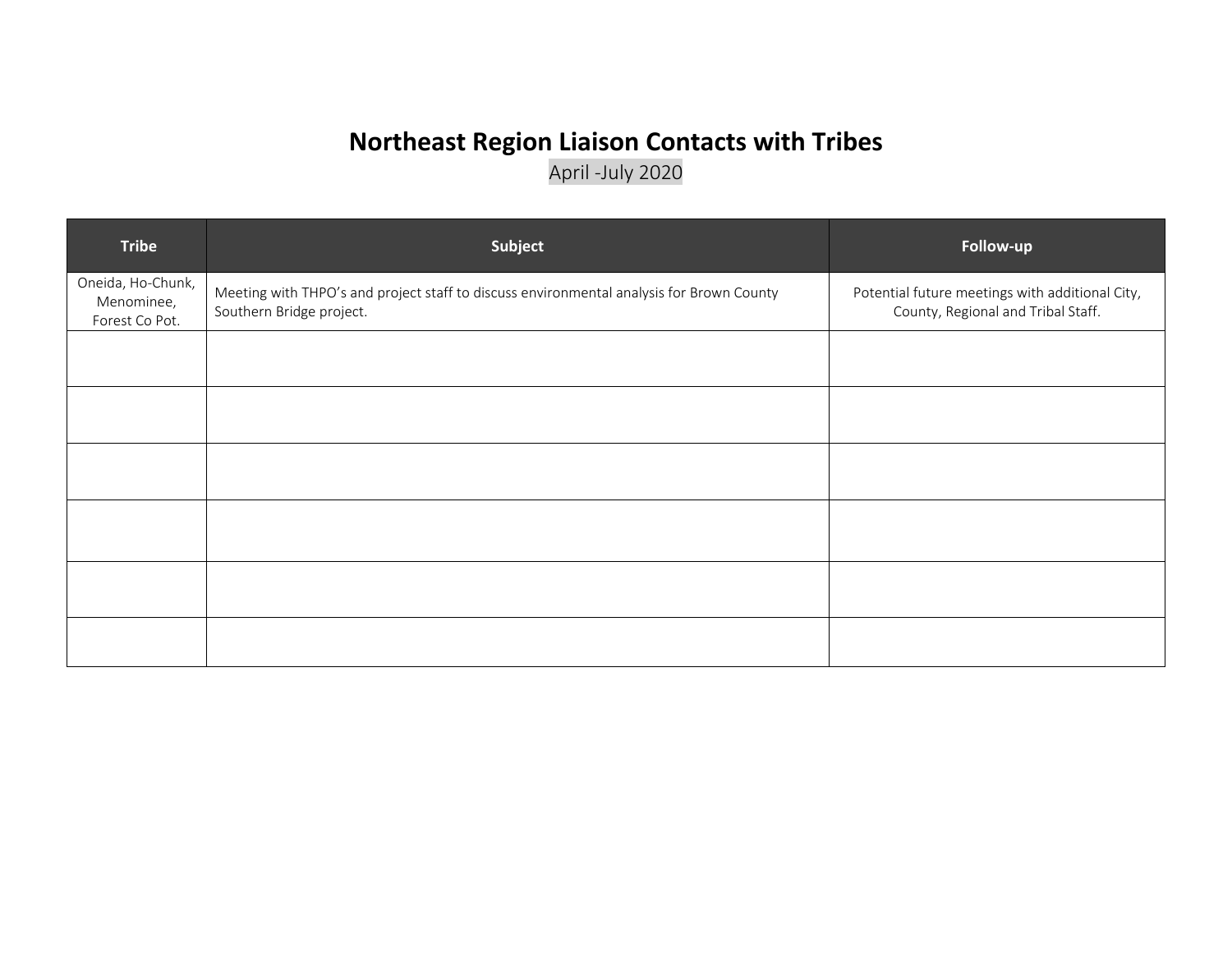# Northeast Region Liaison Contacts with Tribes

April -July 2020

| Tribe | Subject | Follow-up |
|---|---|---|
| Oneida, Ho-Chunk, Menominee, Forest Co Pot. | Meeting with THPO's and project staff to discuss environmental analysis for Brown County Southern Bridge project. | Potential future meetings with additional City, County, Regional and Tribal Staff. |
| | | |
| | | |
| | | |
| | | |
| | | |
| | | |